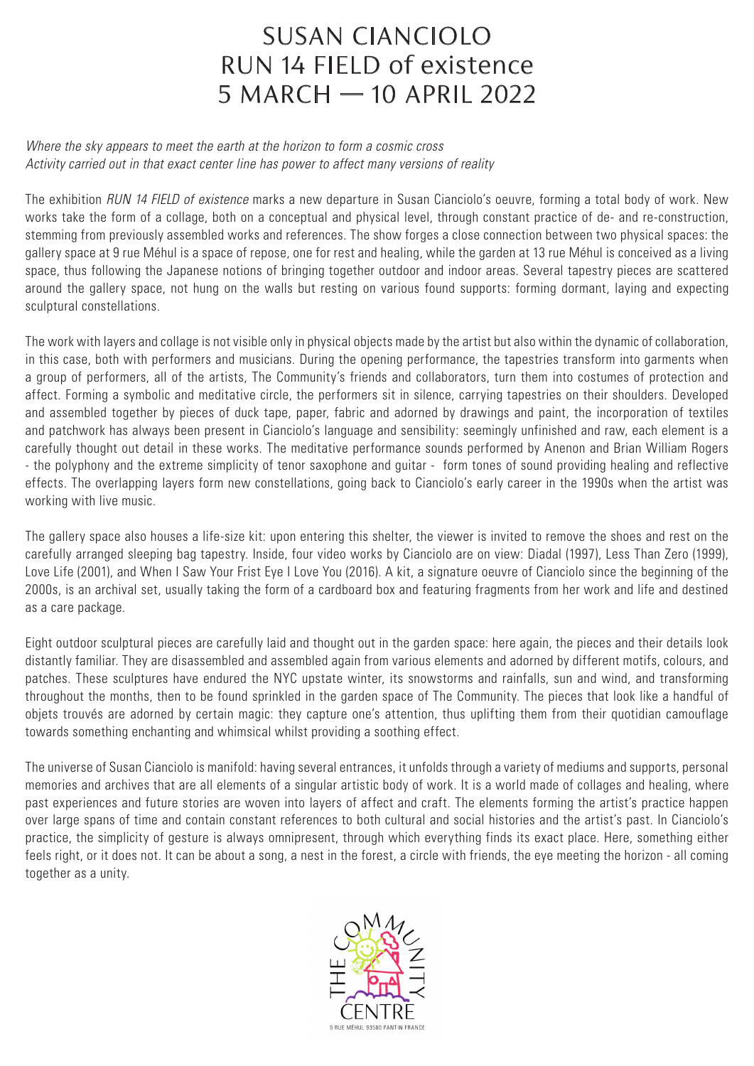# SUSAN CIANCIOLO
# RUN 14 FIELD of existence
# 5 MARCH — 10 APRIL 2022

*Where the sky appears to meet the earth at the horizon to form a cosmic cross*
*Activity carried out in that exact center line has power to affect many versions of reality*

The exhibition *RUN 14 FIELD of existence* marks a new departure in Susan Cianciolo's oeuvre, forming a total body of work. New works take the form of a collage, both on a conceptual and physical level, through constant practice of de- and re-construction, stemming from previously assembled works and references. The show forges a close connection between two physical spaces: the gallery space at 9 rue Méhul is a space of repose, one for rest and healing, while the garden at 13 rue Méhul is conceived as a living space, thus following the Japanese notions of bringing together outdoor and indoor areas. Several tapestry pieces are scattered around the gallery space, not hung on the walls but resting on various found supports: forming dormant, laying and expecting sculptural constellations.

The work with layers and collage is not visible only in physical objects made by the artist but also within the dynamic of collaboration, in this case, both with performers and musicians. During the opening performance, the tapestries transform into garments when a group of performers, all of the artists, The Community's friends and collaborators, turn them into costumes of protection and affect. Forming a symbolic and meditative circle, the performers sit in silence, carrying tapestries on their shoulders. Developed and assembled together by pieces of duck tape, paper, fabric and adorned by drawings and paint, the incorporation of textiles and patchwork has always been present in Cianciolo's language and sensibility: seemingly unfinished and raw, each element is a carefully thought out detail in these works. The meditative performance sounds performed by Anenon and Brian William Rogers - the polyphony and the extreme simplicity of tenor saxophone and guitar - form tones of sound providing healing and reflective effects. The overlapping layers form new constellations, going back to Cianciolo's early career in the 1990s when the artist was working with live music.

The gallery space also houses a life-size kit: upon entering this shelter, the viewer is invited to remove the shoes and rest on the carefully arranged sleeping bag tapestry. Inside, four video works by Cianciolo are on view: Diadal (1997), Less Than Zero (1999), Love Life (2001), and When I Saw Your Frist Eye I Love You (2016). A kit, a signature oeuvre of Cianciolo since the beginning of the 2000s, is an archival set, usually taking the form of a cardboard box and featuring fragments from her work and life and destined as a care package.

Eight outdoor sculptural pieces are carefully laid and thought out in the garden space: here again, the pieces and their details look distantly familiar. They are disassembled and assembled again from various elements and adorned by different motifs, colours, and patches. These sculptures have endured the NYC upstate winter, its snowstorms and rainfalls, sun and wind, and transforming throughout the months, then to be found sprinkled in the garden space of The Community. The pieces that look like a handful of objets trouvés are adorned by certain magic: they capture one's attention, thus uplifting them from their quotidian camouflage towards something enchanting and whimsical whilst providing a soothing effect.

The universe of Susan Cianciolo is manifold: having several entrances, it unfolds through a variety of mediums and supports, personal memories and archives that are all elements of a singular artistic body of work. It is a world made of collages and healing, where past experiences and future stories are woven into layers of affect and craft. The elements forming the artist's practice happen over large spans of time and contain constant references to both cultural and social histories and the artist's past. In Cianciolo's practice, the simplicity of gesture is always omnipresent, through which everything finds its exact place. Here, something either feels right, or it does not. It can be about a song, a nest in the forest, a circle with friends, the eye meeting the horizon - all coming together as a unity.

THE COMMUNITY CENTRE
9 RUE MÉHUL 93500 PANTIN FRANCE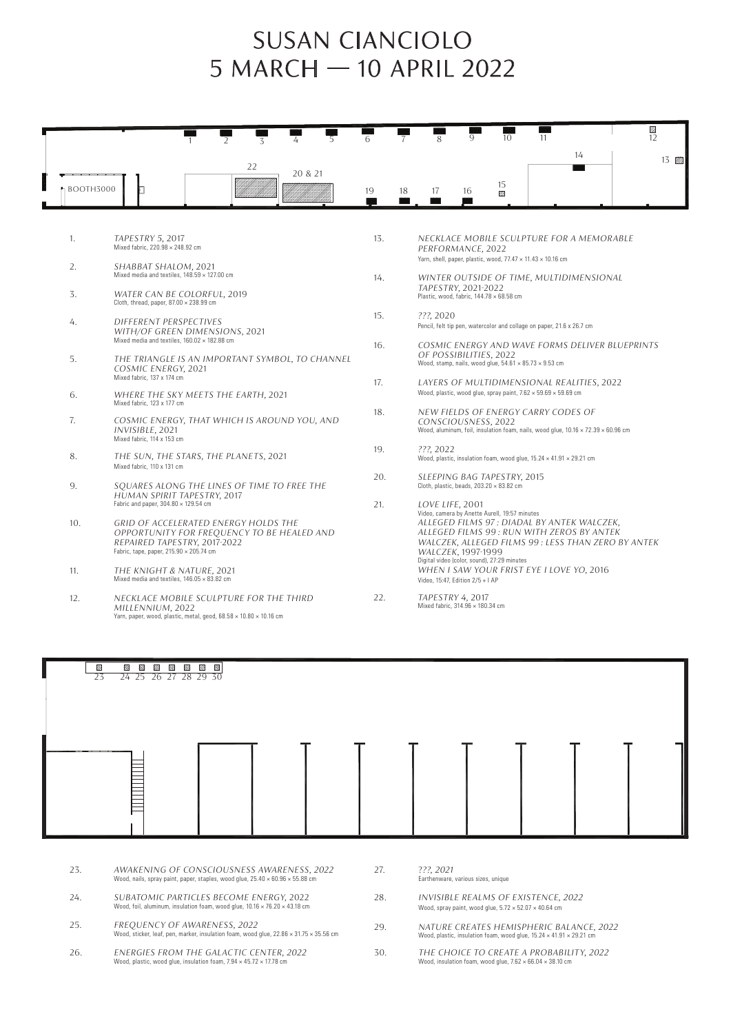# SUSAN CIANCIOLO
# 5 MARCH — 10 APRIL 2022

1 2 3 4 5 6 7 8 9 10 11 12

14 13

22 20 & 21

BOOTH3000

19 18 17 16 15

1. *TAPESTRY 5*, 2017
   Mixed fabric, 220.98 × 248.92 cm
2. *SHABBAT SHALOM*, 2021
   Mixed media and textiles, 148.59 × 127.00 cm
3. *WATER CAN BE COLORFUL*, 2019
   Cloth, thread, paper, 87.00 × 238.99 cm
4. *DIFFERENT PERSPECTIVES WITH/OF GREEN DIMENSIONS*, 2021
   Mixed media and textiles, 160.02 × 182.88 cm
5. *THE TRIANGLE IS AN IMPORTANT SYMBOL, TO CHANNEL COSMIC ENERGY*, 2021
   Mixed fabric, 137 x 174 cm
6. *WHERE THE SKY MEETS THE EARTH*, 2021
   Mixed fabric, 123 x 177 cm
7. *COSMIC ENERGY, THAT WHICH IS AROUND YOU, AND INVISIBLE*, 2021
   Mixed fabric, 114 x 153 cm
8. *THE SUN, THE STARS, THE PLANETS*, 2021
   Mixed fabric, 110 x 131 cm
9. *SQUARES ALONG THE LINES OF TIME TO FREE THE HUMAN SPIRIT TAPESTRY*, 2017
   Fabric and paper, 304.80 × 129.54 cm
10. *GRID OF ACCELERATED ENERGY HOLDS THE OPPORTUNITY FOR FREQUENCY TO BE HEALED AND REPAIRED TAPESTRY*, 2017-2022
    Fabric, tape, paper, 215.90 × 205.74 cm
11. *THE KNIGHT & NATURE*, 2021
    Mixed media and textiles, 146.05 × 83.82 cm
12. *NECKLACE MOBILE SCULPTURE FOR THE THIRD MILLENNIUM*, 2022
    Yarn, paper, wood, plastic, metal, geod, 68.58 × 10.80 × 10.16 cm
13. *NECKLACE MOBILE SCULPTURE FOR A MEMORABLE PERFORMANCE*, 2022
    Yarn, shell, paper, plastic, wood, 77.47 × 11.43 × 10.16 cm
14. *WINTER OUTSIDE OF TIME, MULTIDIMENSIONAL TAPESTRY*, 2021-2022
    Plastic, wood, fabric, 144.78 × 68.58 cm
15. *???*, 2020
    Pencil, felt tip pen, watercolor and collage on paper, 21.6 x 26.7 cm
16. *COSMIC ENERGY AND WAVE FORMS DELIVER BLUEPRINTS OF POSSIBILITIES*, 2022
    Wood, stamp, nails, wood glue, 54.61 × 85.73 × 9.53 cm
17. *LAYERS OF MULTIDIMENSIONAL REALITIES*, 2022
    Wood, plastic, wood glue, spray paint, 7.62 × 59.69 × 59.69 cm
18. *NEW FIELDS OF ENERGY CARRY CODES OF CONSCIOUSNESS*, 2022
    Wood, aluminum, foil, insulation foam, nails, wood glue, 10.16 × 72.39 × 60.96 cm
19. *???*, 2022
    Wood, plastic, insulation foam, wood glue, 15.24 × 41.91 × 29.21 cm
20. *SLEEPING BAG TAPESTRY*, 2015
    Cloth, plastic, beads, 203.20 × 83.82 cm
21. *LOVE LIFE*, 2001
    Video, camera by Anette Aurell, 19:57 minutes
    *ALLEGED FILMS 97 : DIADAL BY ANTEK WALCZEK, ALLEGED FILMS 99 : RUN WITH ZEROS BY ANTEK WALCZEK, ALLEGED FILMS 99 : LESS THAN ZERO BY ANTEK WALCZEK*, 1997-1999
    Digital video (color, sound), 27:29 minutes
    *WHEN I SAW YOUR FRIST EYE I LOVE YO*, 2016
    Video, 15:47, Edition 2/5 + I AP
22. *TAPESTRY 4*, 2017
    Mixed fabric, 314.96 × 180.34 cm

23 24 25 26 27 28 29 30

23. *AWAKENING OF CONSCIOUSNESS AWARENESS, 2022*
    Wood, nails, spray paint, paper, staples, wood glue, 25.40 × 60.96 × 55.88 cm
24. *SUBATOMIC PARTICLES BECOME ENERGY*, 2022
    Wood, foil, aluminum, insulation foam, wood glue, 10.16 × 76.20 × 43.18 cm
25. *FREQUENCY OF AWARENESS, 2022*
    Wood, sticker, leaf, pen, marker, insulation foam, wood glue, 22.86 × 31.75 × 35.56 cm
26. *ENERGIES FROM THE GALACTIC CENTER, 2022*
    Wood, plastic, wood glue, insulation foam, 7.94 × 45.72 × 17.78 cm
27. *???, 2021*
    Earthenware, various sizes, unique
28. *INVISIBLE REALMS OF EXISTENCE, 2022*
    Wood, spray paint, wood glue, 5.72 × 52.07 × 40.64 cm
29. *NATURE CREATES HEMISPHERIC BALANCE, 2022*
    Wood, plastic, insulation foam, wood glue, 15.24 × 41.91 × 29.21 cm
30. *THE CHOICE TO CREATE A PROBABILITY, 2022*
    Wood, insulation foam, wood glue, 7.62 × 66.04 × 38.10 cm